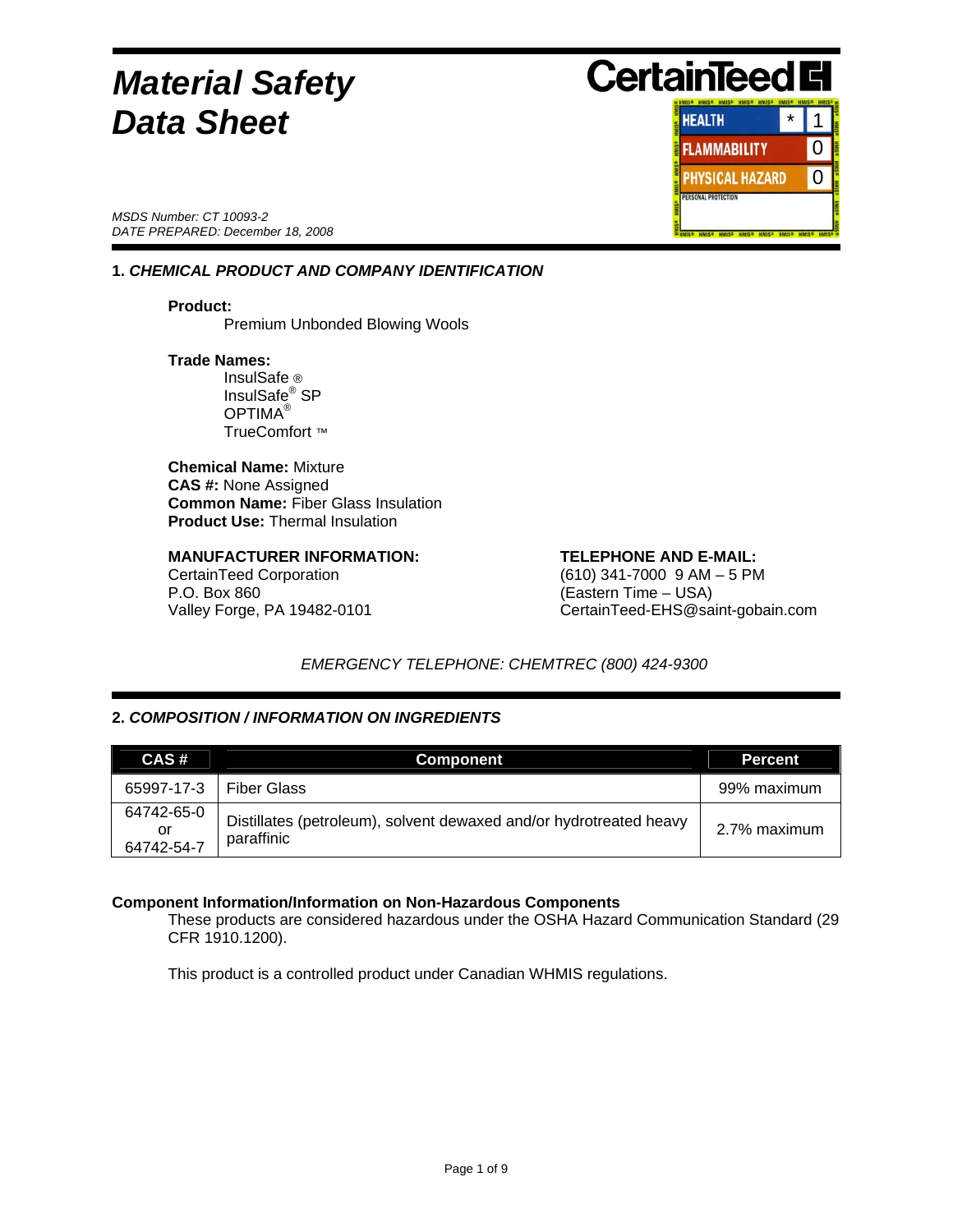# *Material Safety Data Sheet*

**CertainTeed**

| HMIS® | | |
|---|---|---|
| HEALTH | * | 1 |
| FLAMMABILITY | | 0 |
| PHYSICAL HAZARD | | 0 |
| PERSONAL PROTECTION | | |

*MSDS Number: CT 10093-2*
*DATE PREPARED: December 18, 2008*

## 1. *CHEMICAL PRODUCT AND COMPANY IDENTIFICATION*

**Product:**
Premium Unbonded Blowing Wools

**Trade Names:**
InsulSafe ®
InsulSafe® SP
OPTIMA®
TrueComfort ™

**Chemical Name:** Mixture
**CAS #:** None Assigned
**Common Name:** Fiber Glass Insulation
**Product Use:** Thermal Insulation

**MANUFACTURER INFORMATION:**
CertainTeed Corporation
P.O. Box 860
Valley Forge, PA 19482-0101

**TELEPHONE AND E-MAIL:**
(610) 341-7000 9 AM – 5 PM
(Eastern Time – USA)
CertainTeed-EHS@saint-gobain.com

*EMERGENCY TELEPHONE: CHEMTREC (800) 424-9300*

## 2. *COMPOSITION / INFORMATION ON INGREDIENTS*

| CAS # | Component | Percent |
|---|---|---|
| 65997-17-3 | Fiber Glass | 99% maximum |
| 64742-65-0 or 64742-54-7 | Distillates (petroleum), solvent dewaxed and/or hydrotreated heavy paraffinic | 2.7% maximum |

**Component Information/Information on Non-Hazardous Components**

These products are considered hazardous under the OSHA Hazard Communication Standard (29 CFR 1910.1200).

This product is a controlled product under Canadian WHMIS regulations.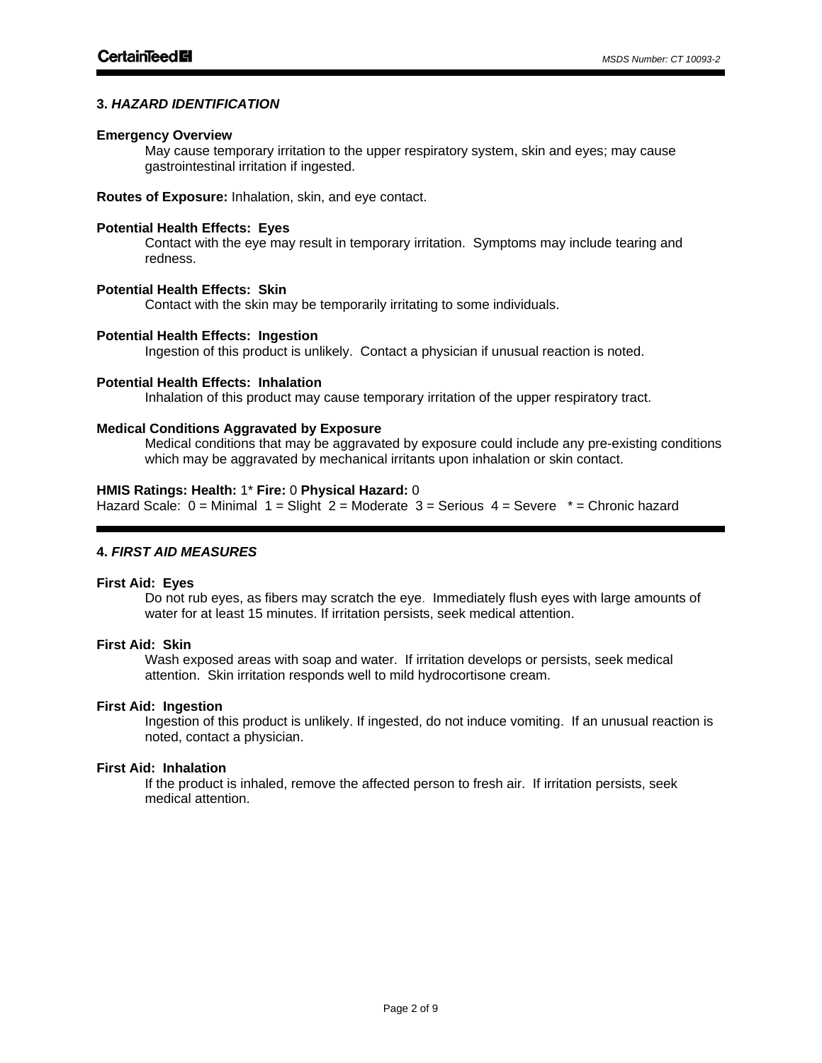## 3. *HAZARD IDENTIFICATION*

**Emergency Overview**

May cause temporary irritation to the upper respiratory system, skin and eyes; may cause gastrointestinal irritation if ingested.

**Routes of Exposure:** Inhalation, skin, and eye contact.

**Potential Health Effects: Eyes**

Contact with the eye may result in temporary irritation. Symptoms may include tearing and redness.

**Potential Health Effects: Skin**

Contact with the skin may be temporarily irritating to some individuals.

**Potential Health Effects: Ingestion**

Ingestion of this product is unlikely. Contact a physician if unusual reaction is noted.

**Potential Health Effects: Inhalation**

Inhalation of this product may cause temporary irritation of the upper respiratory tract.

**Medical Conditions Aggravated by Exposure**

Medical conditions that may be aggravated by exposure could include any pre-existing conditions which may be aggravated by mechanical irritants upon inhalation or skin contact.

**HMIS Ratings: Health:** 1* **Fire:** 0 **Physical Hazard:** 0

Hazard Scale: 0 = Minimal 1 = Slight 2 = Moderate 3 = Serious 4 = Severe * = Chronic hazard

## 4. *FIRST AID MEASURES*

**First Aid: Eyes**

Do not rub eyes, as fibers may scratch the eye. Immediately flush eyes with large amounts of water for at least 15 minutes. If irritation persists, seek medical attention.

**First Aid: Skin**

Wash exposed areas with soap and water. If irritation develops or persists, seek medical attention. Skin irritation responds well to mild hydrocortisone cream.

**First Aid: Ingestion**

Ingestion of this product is unlikely. If ingested, do not induce vomiting. If an unusual reaction is noted, contact a physician.

**First Aid: Inhalation**

If the product is inhaled, remove the affected person to fresh air. If irritation persists, seek medical attention.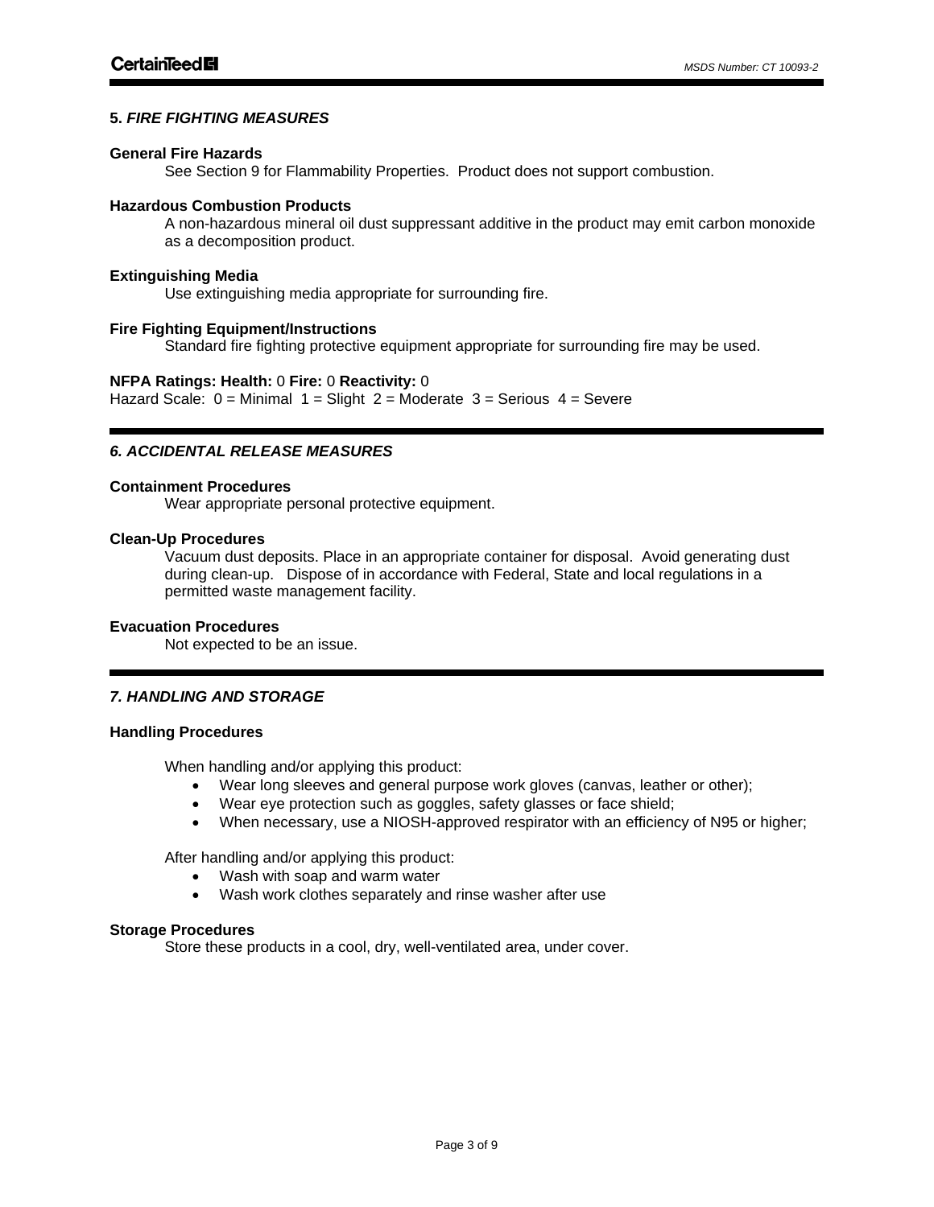## 5. *FIRE FIGHTING MEASURES*

**General Fire Hazards**

See Section 9 for Flammability Properties. Product does not support combustion.

**Hazardous Combustion Products**

A non-hazardous mineral oil dust suppressant additive in the product may emit carbon monoxide as a decomposition product.

**Extinguishing Media**

Use extinguishing media appropriate for surrounding fire.

**Fire Fighting Equipment/Instructions**

Standard fire fighting protective equipment appropriate for surrounding fire may be used.

**NFPA Ratings: Health:** 0 **Fire:** 0 **Reactivity:** 0
Hazard Scale: 0 = Minimal 1 = Slight 2 = Moderate 3 = Serious 4 = Severe

## *6. ACCIDENTAL RELEASE MEASURES*

**Containment Procedures**

Wear appropriate personal protective equipment.

**Clean-Up Procedures**

Vacuum dust deposits. Place in an appropriate container for disposal. Avoid generating dust during clean-up. Dispose of in accordance with Federal, State and local regulations in a permitted waste management facility.

**Evacuation Procedures**

Not expected to be an issue.

## *7. HANDLING AND STORAGE*

**Handling Procedures**

When handling and/or applying this product:

- Wear long sleeves and general purpose work gloves (canvas, leather or other);
- Wear eye protection such as goggles, safety glasses or face shield;
- When necessary, use a NIOSH-approved respirator with an efficiency of N95 or higher;

After handling and/or applying this product:

- Wash with soap and warm water
- Wash work clothes separately and rinse washer after use

**Storage Procedures**

Store these products in a cool, dry, well-ventilated area, under cover.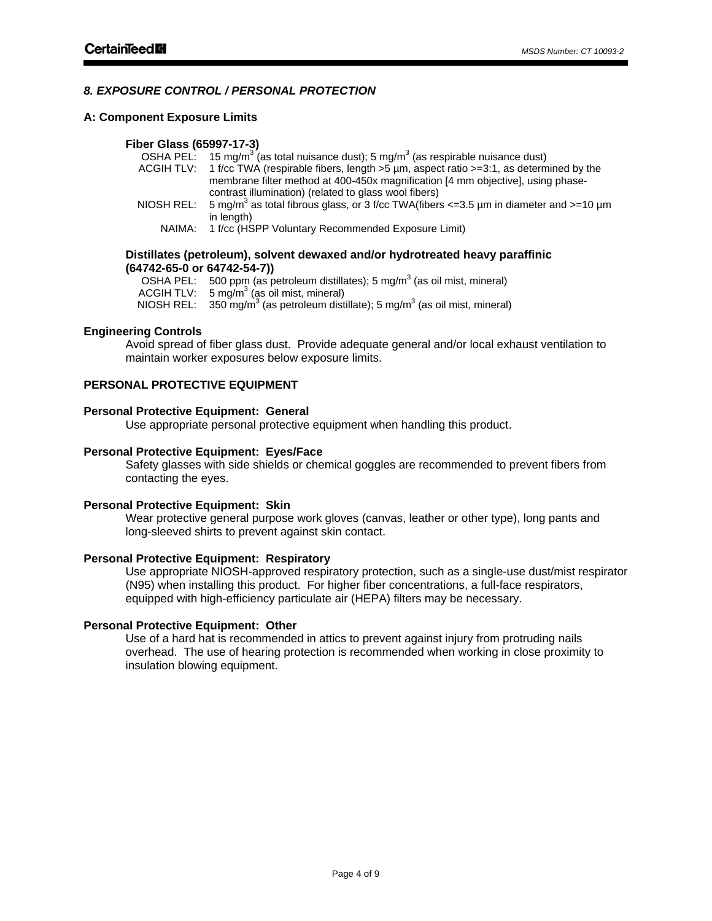## *8. EXPOSURE CONTROL / PERSONAL PROTECTION*

### A: Component Exposure Limits

**Fiber Glass (65997-17-3)**

OSHA PEL: 15 mg/$m^3$ (as total nuisance dust); 5 mg/$m^3$ (as respirable nuisance dust)

ACGIH TLV: 1 f/cc TWA (respirable fibers, length >5 µm, aspect ratio >=3:1, as determined by the membrane filter method at 400-450x magnification [4 mm objective], using phase-contrast illumination) (related to glass wool fibers)

NIOSH REL: 5 mg/$m^3$ as total fibrous glass, or 3 f/cc TWA(fibers <=3.5 µm in diameter and >=10 µm in length)

NAIMA: 1 f/cc (HSPP Voluntary Recommended Exposure Limit)

**Distillates (petroleum), solvent dewaxed and/or hydrotreated heavy paraffinic (64742-65-0 or 64742-54-7))**

OSHA PEL: 500 ppm (as petroleum distillates); 5 mg/$m^3$ (as oil mist, mineral)

ACGIH TLV: 5 mg/$m^3$ (as oil mist, mineral)

NIOSH REL: 350 mg/$m^3$ (as petroleum distillate); 5 mg/$m^3$ (as oil mist, mineral)

### Engineering Controls

Avoid spread of fiber glass dust. Provide adequate general and/or local exhaust ventilation to maintain worker exposures below exposure limits.

### PERSONAL PROTECTIVE EQUIPMENT

**Personal Protective Equipment: General**

Use appropriate personal protective equipment when handling this product.

**Personal Protective Equipment: Eyes/Face**

Safety glasses with side shields or chemical goggles are recommended to prevent fibers from contacting the eyes.

**Personal Protective Equipment: Skin**

Wear protective general purpose work gloves (canvas, leather or other type), long pants and long-sleeved shirts to prevent against skin contact.

**Personal Protective Equipment: Respiratory**

Use appropriate NIOSH-approved respiratory protection, such as a single-use dust/mist respirator (N95) when installing this product. For higher fiber concentrations, a full-face respirators, equipped with high-efficiency particulate air (HEPA) filters may be necessary.

**Personal Protective Equipment: Other**

Use of a hard hat is recommended in attics to prevent against injury from protruding nails overhead. The use of hearing protection is recommended when working in close proximity to insulation blowing equipment.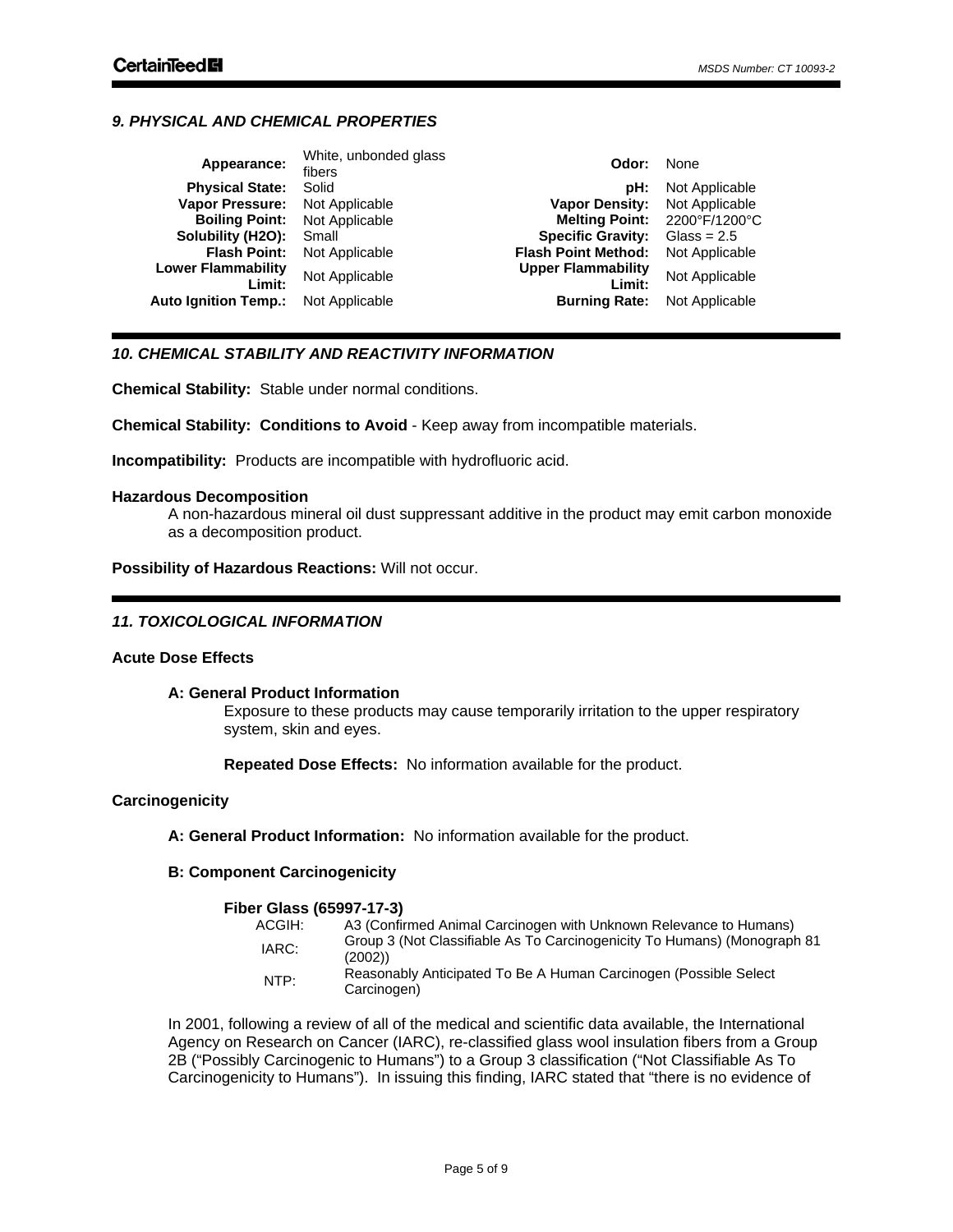## 9. PHYSICAL AND CHEMICAL PROPERTIES

| | | | |
|---|---|---|---|
| **Appearance:** | White, unbonded glass fibers | **Odor:** | None |
| **Physical State:** | Solid | **pH:** | Not Applicable |
| **Vapor Pressure:** | Not Applicable | **Vapor Density:** | Not Applicable |
| **Boiling Point:** | Not Applicable | **Melting Point:** | 2200°F/1200°C |
| **Solubility (H2O):** | Small | **Specific Gravity:** | Glass = 2.5 |
| **Flash Point:** | Not Applicable | **Flash Point Method:** | Not Applicable |
| **Lower Flammability Limit:** | Not Applicable | **Upper Flammability Limit:** | Not Applicable |
| **Auto Ignition Temp.:** | Not Applicable | **Burning Rate:** | Not Applicable |

## 10. CHEMICAL STABILITY AND REACTIVITY INFORMATION

**Chemical Stability:** Stable under normal conditions.

**Chemical Stability: Conditions to Avoid** - Keep away from incompatible materials.

**Incompatibility:** Products are incompatible with hydrofluoric acid.

**Hazardous Decomposition**

A non-hazardous mineral oil dust suppressant additive in the product may emit carbon monoxide as a decomposition product.

**Possibility of Hazardous Reactions:** Will not occur.

## 11. TOXICOLOGICAL INFORMATION

**Acute Dose Effects**

**A: General Product Information**

Exposure to these products may cause temporarily irritation to the upper respiratory system, skin and eyes.

**Repeated Dose Effects:** No information available for the product.

**Carcinogenicity**

**A: General Product Information:** No information available for the product.

**B: Component Carcinogenicity**

**Fiber Glass (65997-17-3)**

| | |
|---|---|
| ACGIH: | A3 (Confirmed Animal Carcinogen with Unknown Relevance to Humans) |
| IARC: | Group 3 (Not Classifiable As To Carcinogenicity To Humans) (Monograph 81 (2002)) |
| NTP: | Reasonably Anticipated To Be A Human Carcinogen (Possible Select Carcinogen) |

In 2001, following a review of all of the medical and scientific data available, the International Agency on Research on Cancer (IARC), re-classified glass wool insulation fibers from a Group 2B ("Possibly Carcinogenic to Humans") to a Group 3 classification ("Not Classifiable As To Carcinogenicity to Humans"). In issuing this finding, IARC stated that "there is no evidence of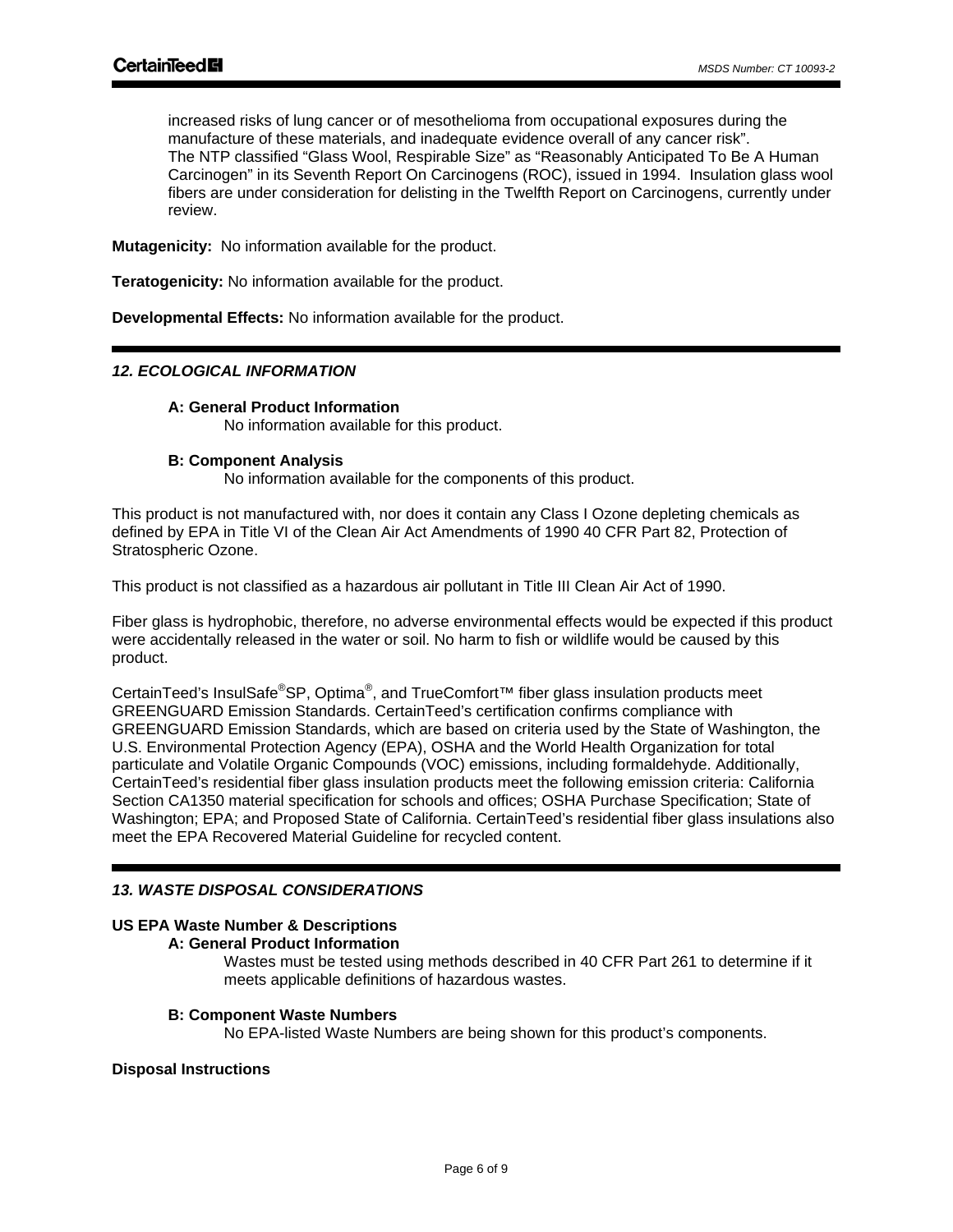increased risks of lung cancer or of mesothelioma from occupational exposures during the manufacture of these materials, and inadequate evidence overall of any cancer risk".
The NTP classified "Glass Wool, Respirable Size" as "Reasonably Anticipated To Be A Human Carcinogen" in its Seventh Report On Carcinogens (ROC), issued in 1994. Insulation glass wool fibers are under consideration for delisting in the Twelfth Report on Carcinogens, currently under review.

**Mutagenicity:** No information available for the product.

**Teratogenicity:** No information available for the product.

**Developmental Effects:** No information available for the product.

## *12. ECOLOGICAL INFORMATION*

**A: General Product Information**

No information available for this product.

**B: Component Analysis**

No information available for the components of this product.

This product is not manufactured with, nor does it contain any Class I Ozone depleting chemicals as defined by EPA in Title VI of the Clean Air Act Amendments of 1990 40 CFR Part 82, Protection of Stratospheric Ozone.

This product is not classified as a hazardous air pollutant in Title III Clean Air Act of 1990.

Fiber glass is hydrophobic, therefore, no adverse environmental effects would be expected if this product were accidentally released in the water or soil. No harm to fish or wildlife would be caused by this product.

CertainTeed's InsulSafe®SP, Optima®, and TrueComfort™ fiber glass insulation products meet GREENGUARD Emission Standards. CertainTeed's certification confirms compliance with GREENGUARD Emission Standards, which are based on criteria used by the State of Washington, the U.S. Environmental Protection Agency (EPA), OSHA and the World Health Organization for total particulate and Volatile Organic Compounds (VOC) emissions, including formaldehyde. Additionally, CertainTeed's residential fiber glass insulation products meet the following emission criteria: California Section CA1350 material specification for schools and offices; OSHA Purchase Specification; State of Washington; EPA; and Proposed State of California. CertainTeed's residential fiber glass insulations also meet the EPA Recovered Material Guideline for recycled content.

## *13. WASTE DISPOSAL CONSIDERATIONS*

**US EPA Waste Number & Descriptions**

**A: General Product Information**

Wastes must be tested using methods described in 40 CFR Part 261 to determine if it meets applicable definitions of hazardous wastes.

**B: Component Waste Numbers**

No EPA-listed Waste Numbers are being shown for this product's components.

**Disposal Instructions**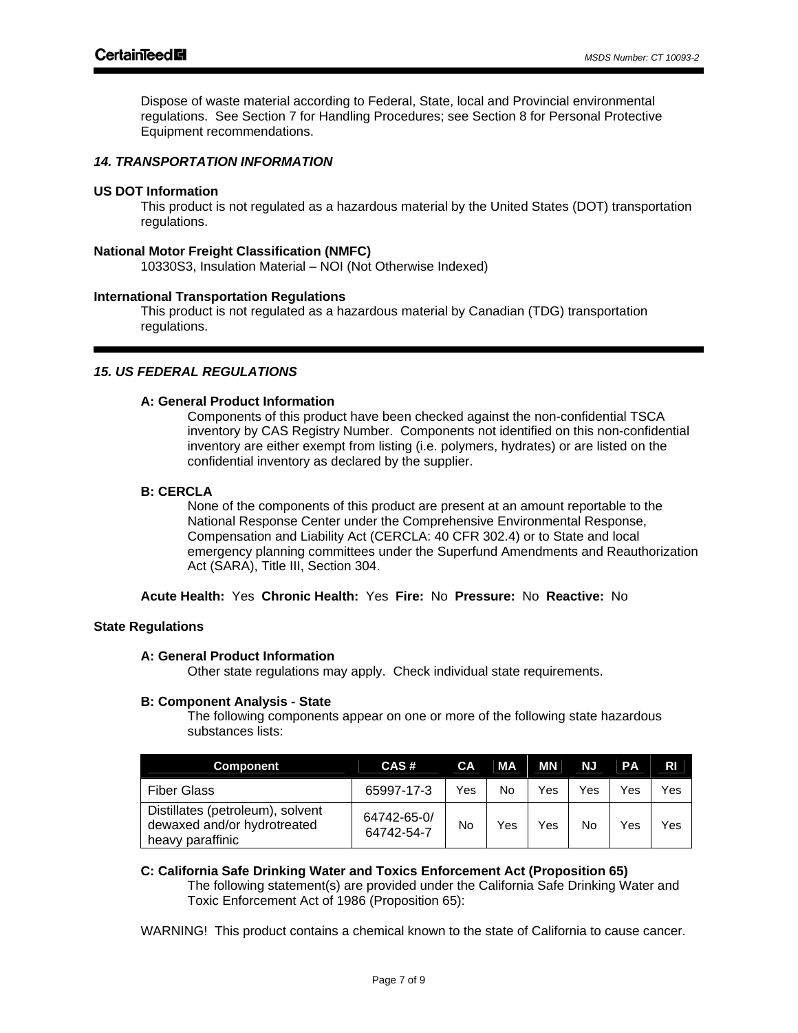Dispose of waste material according to Federal, State, local and Provincial environmental regulations. See Section 7 for Handling Procedures; see Section 8 for Personal Protective Equipment recommendations.

## *14. TRANSPORTATION INFORMATION*

**US DOT Information**

This product is not regulated as a hazardous material by the United States (DOT) transportation regulations.

**National Motor Freight Classification (NMFC)**

10330S3, Insulation Material – NOI (Not Otherwise Indexed)

**International Transportation Regulations**

This product is not regulated as a hazardous material by Canadian (TDG) transportation regulations.

## *15. US FEDERAL REGULATIONS*

**A: General Product Information**

Components of this product have been checked against the non-confidential TSCA inventory by CAS Registry Number. Components not identified on this non-confidential inventory are either exempt from listing (i.e. polymers, hydrates) or are listed on the confidential inventory as declared by the supplier.

**B: CERCLA**

None of the components of this product are present at an amount reportable to the National Response Center under the Comprehensive Environmental Response, Compensation and Liability Act (CERCLA: 40 CFR 302.4) or to State and local emergency planning committees under the Superfund Amendments and Reauthorization Act (SARA), Title III, Section 304.

**Acute Health:** Yes **Chronic Health:** Yes **Fire:** No **Pressure:** No **Reactive:** No

**State Regulations**

**A: General Product Information**

Other state regulations may apply. Check individual state requirements.

**B: Component Analysis - State**

The following components appear on one or more of the following state hazardous substances lists:

| Component | CAS # | CA | MA | MN | NJ | PA | RI |
|---|---|---|---|---|---|---|---|
| Fiber Glass | 65997-17-3 | Yes | No | Yes | Yes | Yes | Yes |
| Distillates (petroleum), solvent dewaxed and/or hydrotreated heavy paraffinic | 64742-65-0/ 64742-54-7 | No | Yes | Yes | No | Yes | Yes |

**C: California Safe Drinking Water and Toxics Enforcement Act (Proposition 65)**

The following statement(s) are provided under the California Safe Drinking Water and Toxic Enforcement Act of 1986 (Proposition 65):

WARNING! This product contains a chemical known to the state of California to cause cancer.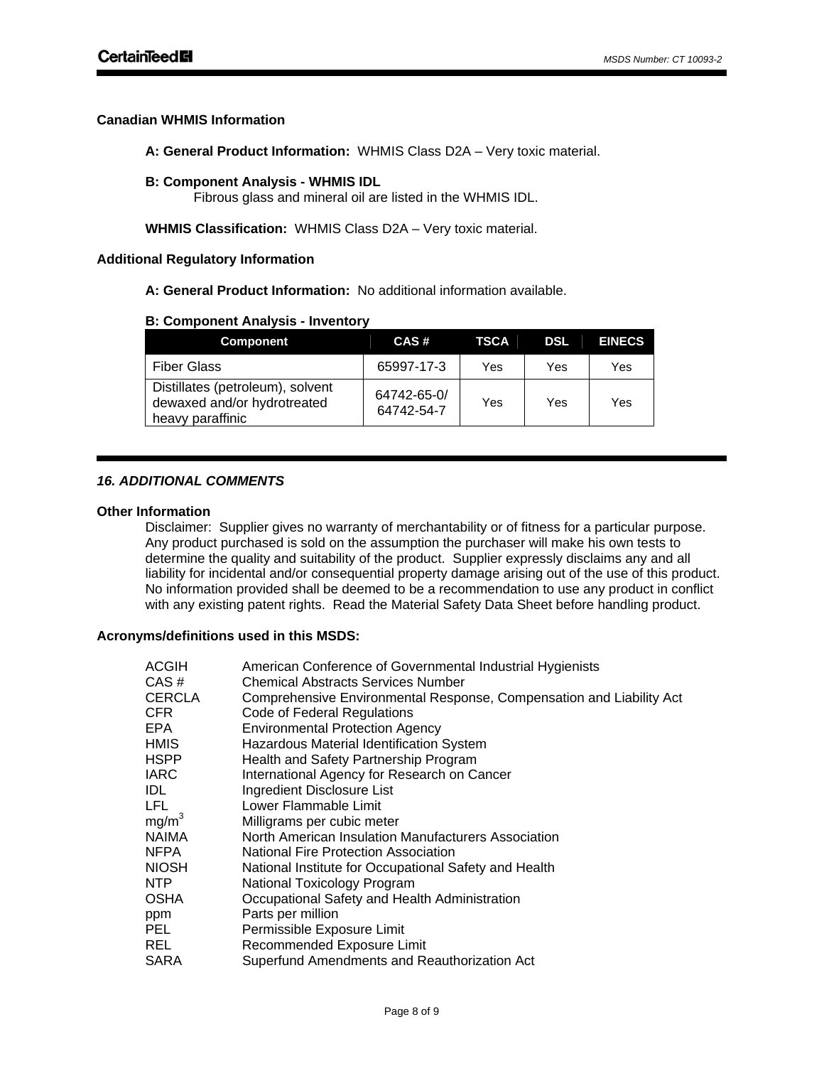**Canadian WHMIS Information**

**A: General Product Information:** WHMIS Class D2A – Very toxic material.

**B: Component Analysis - WHMIS IDL**

Fibrous glass and mineral oil are listed in the WHMIS IDL.

**WHMIS Classification:** WHMIS Class D2A – Very toxic material.

**Additional Regulatory Information**

**A: General Product Information:** No additional information available.

**B: Component Analysis - Inventory**

| Component | CAS # | TSCA | DSL | EINECS |
|---|---|---|---|---|
| Fiber Glass | 65997-17-3 | Yes | Yes | Yes |
| Distillates (petroleum), solvent dewaxed and/or hydrotreated heavy paraffinic | 64742-65-0/ 64742-54-7 | Yes | Yes | Yes |

## *16. ADDITIONAL COMMENTS*

**Other Information**

Disclaimer: Supplier gives no warranty of merchantability or of fitness for a particular purpose. Any product purchased is sold on the assumption the purchaser will make his own tests to determine the quality and suitability of the product. Supplier expressly disclaims any and all liability for incidental and/or consequential property damage arising out of the use of this product. No information provided shall be deemed to be a recommendation to use any product in conflict with any existing patent rights. Read the Material Safety Data Sheet before handling product.

**Acronyms/definitions used in this MSDS:**

| | |
|---|---|
| ACGIH | American Conference of Governmental Industrial Hygienists |
| CAS # | Chemical Abstracts Services Number |
| CERCLA | Comprehensive Environmental Response, Compensation and Liability Act |
| CFR | Code of Federal Regulations |
| EPA | Environmental Protection Agency |
| HMIS | Hazardous Material Identification System |
| HSPP | Health and Safety Partnership Program |
| IARC | International Agency for Research on Cancer |
| IDL | Ingredient Disclosure List |
| LFL | Lower Flammable Limit |
| $mg/m^3$ | Milligrams per cubic meter |
| NAIMA | North American Insulation Manufacturers Association |
| NFPA | National Fire Protection Association |
| NIOSH | National Institute for Occupational Safety and Health |
| NTP | National Toxicology Program |
| OSHA | Occupational Safety and Health Administration |
| ppm | Parts per million |
| PEL | Permissible Exposure Limit |
| REL | Recommended Exposure Limit |
| SARA | Superfund Amendments and Reauthorization Act |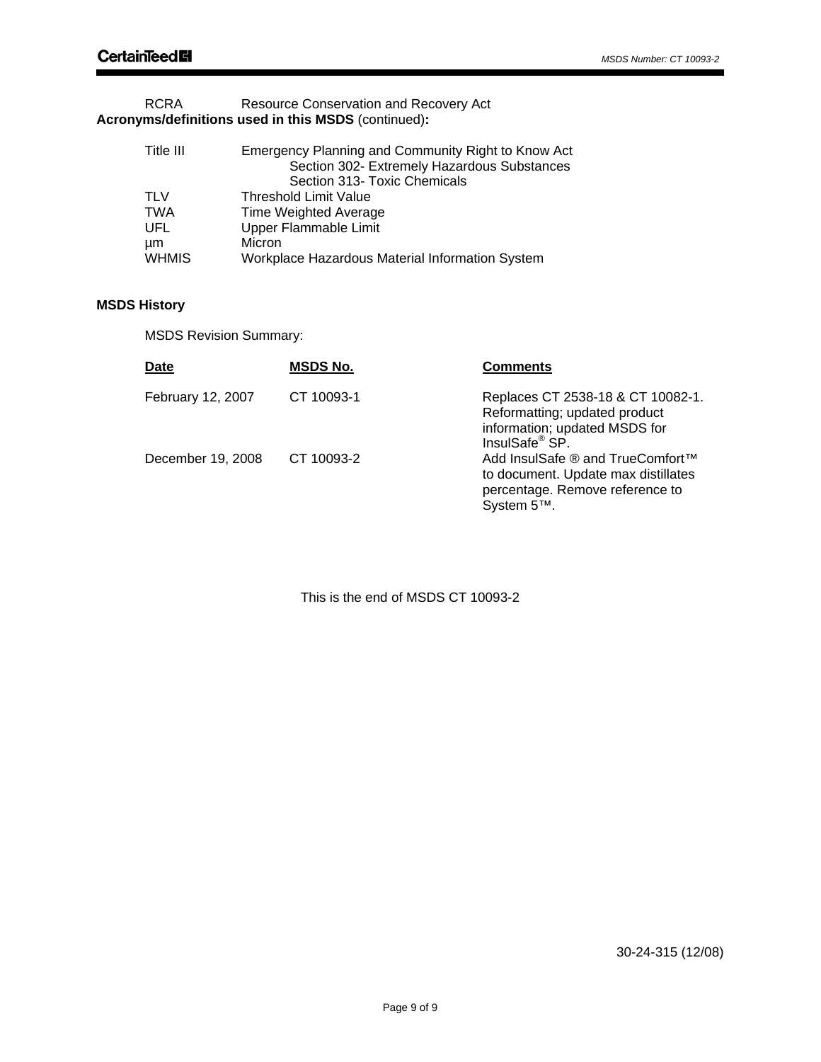| | |
|---|---|
| RCRA | Resource Conservation and Recovery Act |

**Acronyms/definitions used in this MSDS** (continued)**:**

| | |
|---|---|
| Title III | Emergency Planning and Community Right to Know Act<br>Section 302- Extremely Hazardous Substances<br>Section 313- Toxic Chemicals |
| TLV | Threshold Limit Value |
| TWA | Time Weighted Average |
| UFL | Upper Flammable Limit |
| µm | Micron |
| WHMIS | Workplace Hazardous Material Information System |

**MSDS History**

MSDS Revision Summary:

| Date | MSDS No. | Comments |
|---|---|---|
| February 12, 2007 | CT 10093-1 | Replaces CT 2538-18 & CT 10082-1. Reformatting; updated product information; updated MSDS for InsulSafe® SP. |
| December 19, 2008 | CT 10093-2 | Add InsulSafe ® and TrueComfort™ to document. Update max distillates percentage. Remove reference to System 5™. |

This is the end of MSDS CT 10093-2

30-24-315 (12/08)